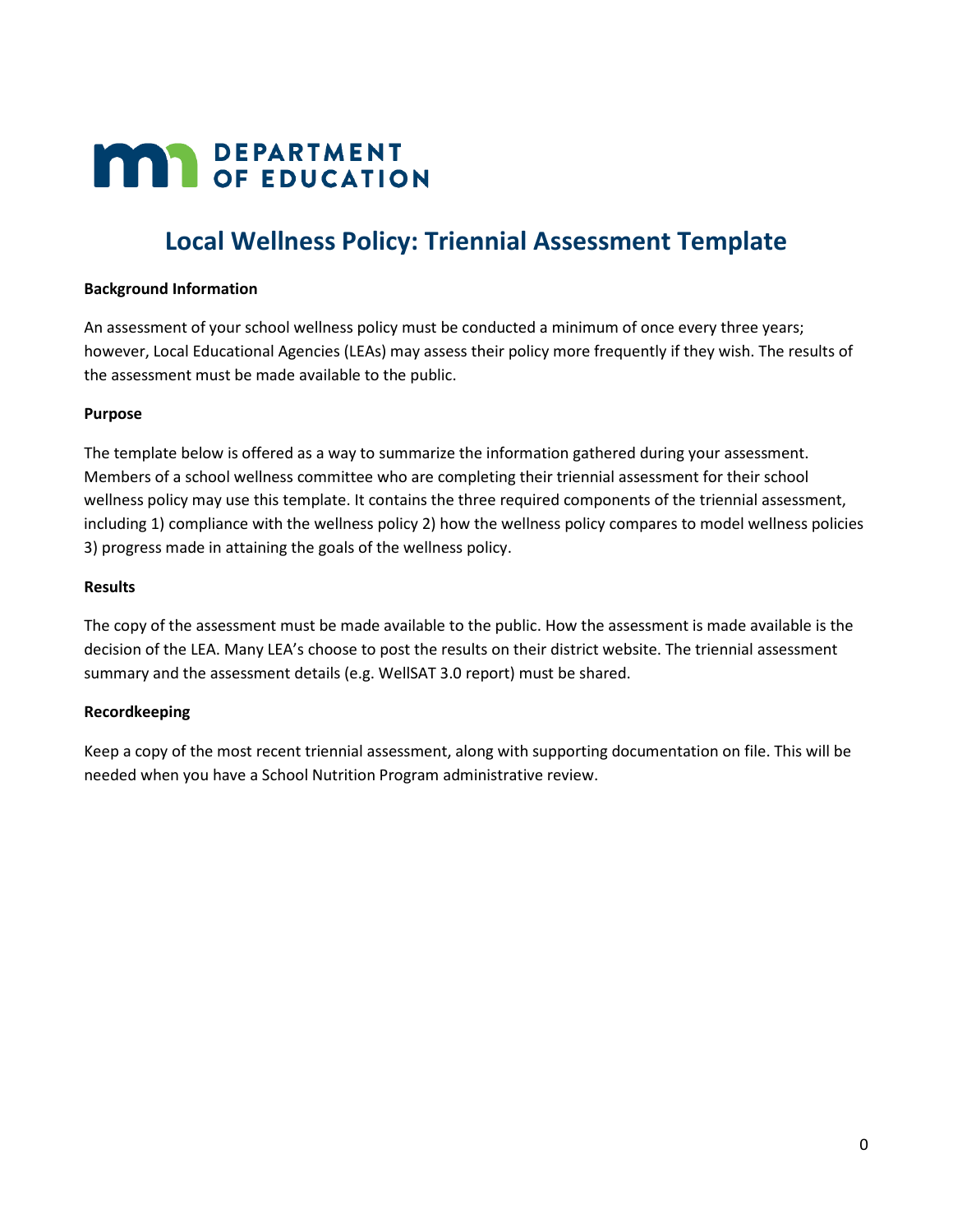DEPARTMENT OF EDUCATION

# Local Wellness Policy: Triennial Assessment Template

**Background Information**

An assessment of your school wellness policy must be conducted a minimum of once every three years; however, Local Educational Agencies (LEAs) may assess their policy more frequently if they wish. The results of the assessment must be made available to the public.

**Purpose**

The template below is offered as a way to summarize the information gathered during your assessment. Members of a school wellness committee who are completing their triennial assessment for their school wellness policy may use this template. It contains the three required components of the triennial assessment, including 1) compliance with the wellness policy 2) how the wellness policy compares to model wellness policies 3) progress made in attaining the goals of the wellness policy.

**Results**

The copy of the assessment must be made available to the public. How the assessment is made available is the decision of the LEA. Many LEA's choose to post the results on their district website. The triennial assessment summary and the assessment details (e.g. WellSAT 3.0 report) must be shared.

**Recordkeeping**

Keep a copy of the most recent triennial assessment, along with supporting documentation on file. This will be needed when you have a School Nutrition Program administrative review.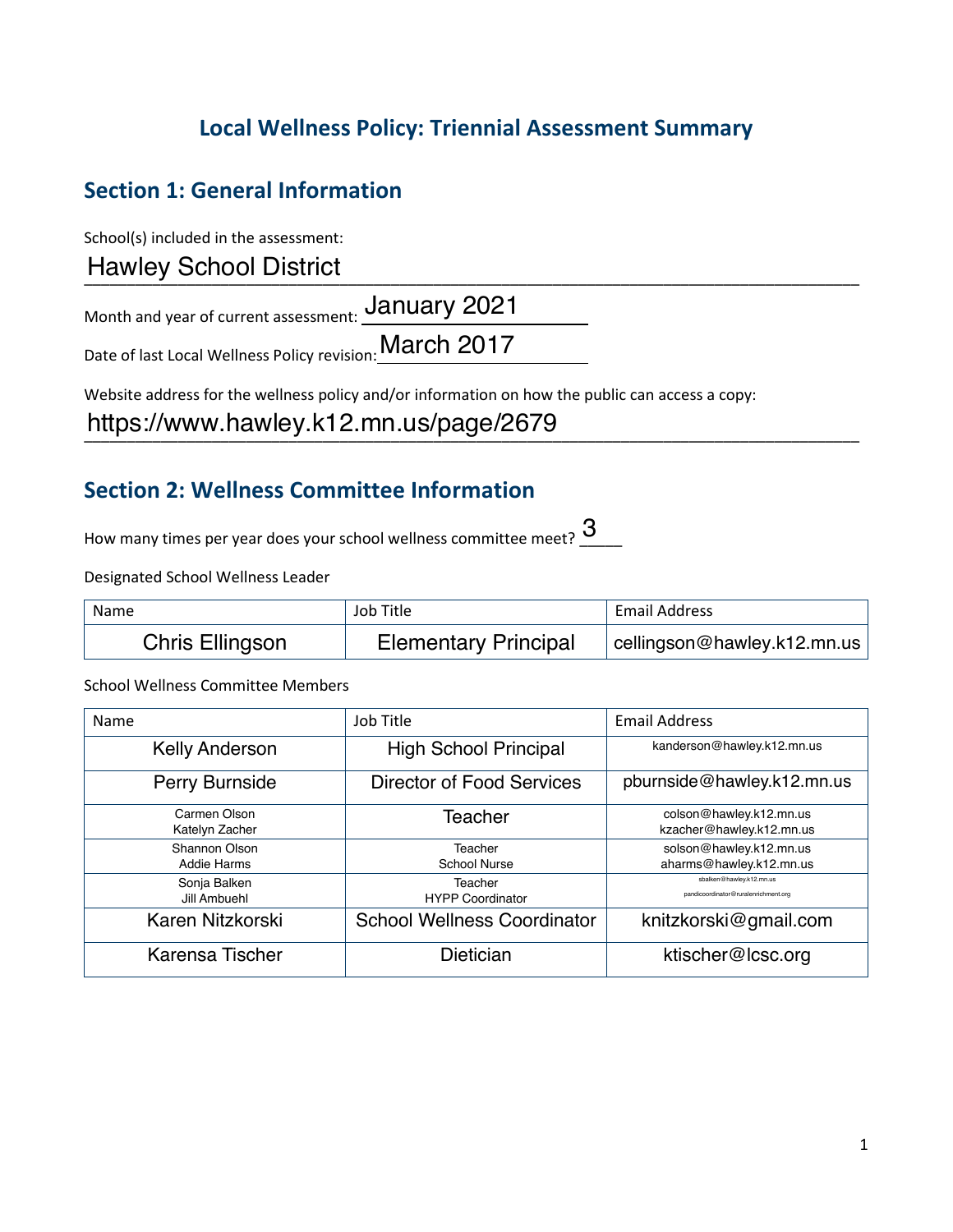# Local Wellness Policy: Triennial Assessment Summary

## Section 1: General Information

School(s) included in the assessment:

Hawley School District

Month and year of current assessment: January 2021

Date of last Local Wellness Policy revision: March 2017

Website address for the wellness policy and/or information on how the public can access a copy:

https://www.hawley.k12.mn.us/page/2679

## Section 2: Wellness Committee Information

How many times per year does your school wellness committee meet? 3

Designated School Wellness Leader

| Name | Job Title | Email Address |
|---|---|---|
| Chris Ellingson | Elementary Principal | cellingson@hawley.k12.mn.us |

School Wellness Committee Members

| Name | Job Title | Email Address |
|---|---|---|
| Kelly Anderson | High School Principal | kanderson@hawley.k12.mn.us |
| Perry Burnside | Director of Food Services | pburnside@hawley.k12.mn.us |
| Carmen Olson<br>Katelyn Zacher | Teacher | colson@hawley.k12.mn.us<br>kzacher@hawley.k12.mn.us |
| Shannon Olson<br>Addie Harms | Teacher<br>School Nurse | solson@hawley.k12.mn.us<br>aharms@hawley.k12.mn.us |
| Sonja Balken<br>Jill Ambuehl | Teacher<br>HYPP Coordinator | sbalken@hawley.k12.mn.us<br>pandicoordinator@ruralenrichment.org |
| Karen Nitzkorski | School Wellness Coordinator | knitzkorski@gmail.com |
| Karensa Tischer | Dietician | ktischer@lcsc.org |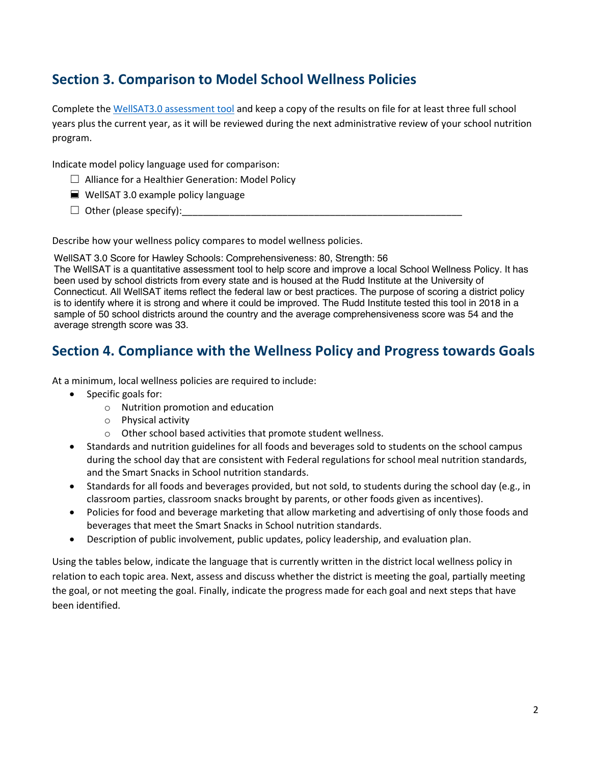## Section 3. Comparison to Model School Wellness Policies

Complete the WellSAT3.0 assessment tool and keep a copy of the results on file for at least three full school years plus the current year, as it will be reviewed during the next administrative review of your school nutrition program.

Indicate model policy language used for comparison:

- ☐ Alliance for a Healthier Generation: Model Policy
- ☒ WellSAT 3.0 example policy language
- ☐ Other (please specify):_______________________________________________

Describe how your wellness policy compares to model wellness policies.

WellSAT 3.0 Score for Hawley Schools: Comprehensiveness: 80, Strength: 56
The WellSAT is a quantitative assessment tool to help score and improve a local School Wellness Policy. It has been used by school districts from every state and is housed at the Rudd Institute at the University of Connecticut. All WellSAT items reflect the federal law or best practices. The purpose of scoring a district policy is to identify where it is strong and where it could be improved. The Rudd Institute tested this tool in 2018 in a sample of 50 school districts around the country and the average comprehensiveness score was 54 and the average strength score was 33.

## Section 4. Compliance with the Wellness Policy and Progress towards Goals

At a minimum, local wellness policies are required to include:

- Specific goals for:
  - Nutrition promotion and education
  - Physical activity
  - Other school based activities that promote student wellness.
- Standards and nutrition guidelines for all foods and beverages sold to students on the school campus during the school day that are consistent with Federal regulations for school meal nutrition standards, and the Smart Snacks in School nutrition standards.
- Standards for all foods and beverages provided, but not sold, to students during the school day (e.g., in classroom parties, classroom snacks brought by parents, or other foods given as incentives).
- Policies for food and beverage marketing that allow marketing and advertising of only those foods and beverages that meet the Smart Snacks in School nutrition standards.
- Description of public involvement, public updates, policy leadership, and evaluation plan.

Using the tables below, indicate the language that is currently written in the district local wellness policy in relation to each topic area. Next, assess and discuss whether the district is meeting the goal, partially meeting the goal, or not meeting the goal. Finally, indicate the progress made for each goal and next steps that have been identified.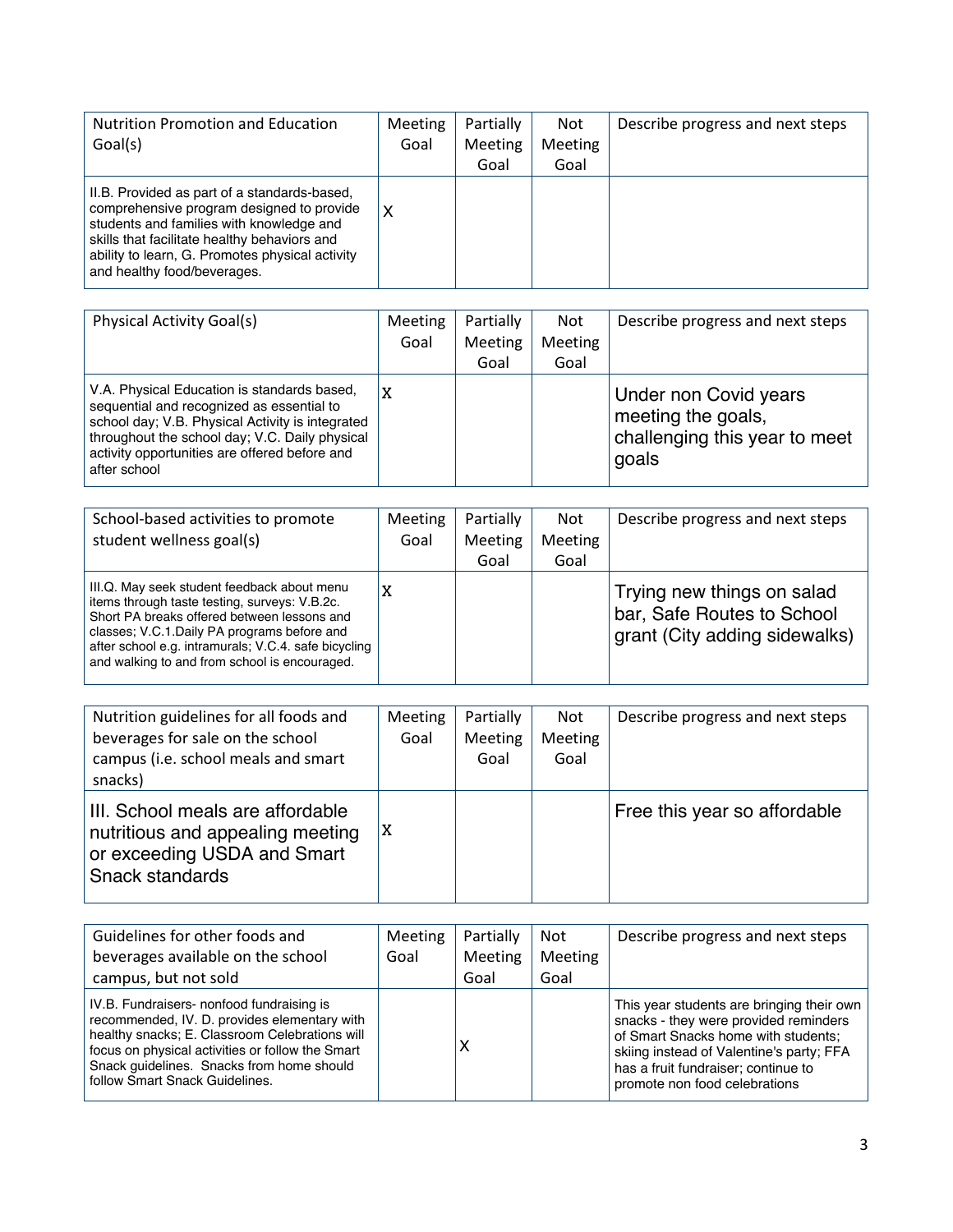| Nutrition Promotion and Education Goal(s) | Meeting Goal | Partially Meeting Goal | Not Meeting Goal | Describe progress and next steps |
|---|---|---|---|---|
| II.B. Provided as part of a standards-based, comprehensive program designed to provide students and families with knowledge and skills that facilitate healthy behaviors and ability to learn, G. Promotes physical activity and healthy food/beverages. | X | | | |

| Physical Activity Goal(s) | Meeting Goal | Partially Meeting Goal | Not Meeting Goal | Describe progress and next steps |
|---|---|---|---|---|
| V.A. Physical Education is standards based, sequential and recognized as essential to school day; V.B. Physical Activity is integrated throughout the school day; V.C. Daily physical activity opportunities are offered before and after school | X | | | Under non Covid years meeting the goals, challenging this year to meet goals |

| School-based activities to promote student wellness goal(s) | Meeting Goal | Partially Meeting Goal | Not Meeting Goal | Describe progress and next steps |
|---|---|---|---|---|
| III.Q. May seek student feedback about menu items through taste testing, surveys: V.B.2c. Short PA breaks offered between lessons and classes; V.C.1.Daily PA programs before and after school e.g. intramurals; V.C.4. safe bicycling and walking to and from school is encouraged. | X | | | Trying new things on salad bar, Safe Routes to School grant (City adding sidewalks) |

| Nutrition guidelines for all foods and beverages for sale on the school campus (i.e. school meals and smart snacks) | Meeting Goal | Partially Meeting Goal | Not Meeting Goal | Describe progress and next steps |
|---|---|---|---|---|
| III. School meals are affordable nutritious and appealing meeting or exceeding USDA and Smart Snack standards | X | | | Free this year so affordable |

| Guidelines for other foods and beverages available on the school campus, but not sold | Meeting Goal | Partially Meeting Goal | Not Meeting Goal | Describe progress and next steps |
|---|---|---|---|---|
| IV.B. Fundraisers- nonfood fundraising is recommended, IV. D. provides elementary with healthy snacks; E. Classroom Celebrations will focus on physical activities or follow the Smart Snack guidelines. Snacks from home should follow Smart Snack Guidelines. | | X | | This year students are bringing their own snacks - they were provided reminders of Smart Snacks home with students; skiing instead of Valentine's party; FFA has a fruit fundraiser; continue to promote non food celebrations |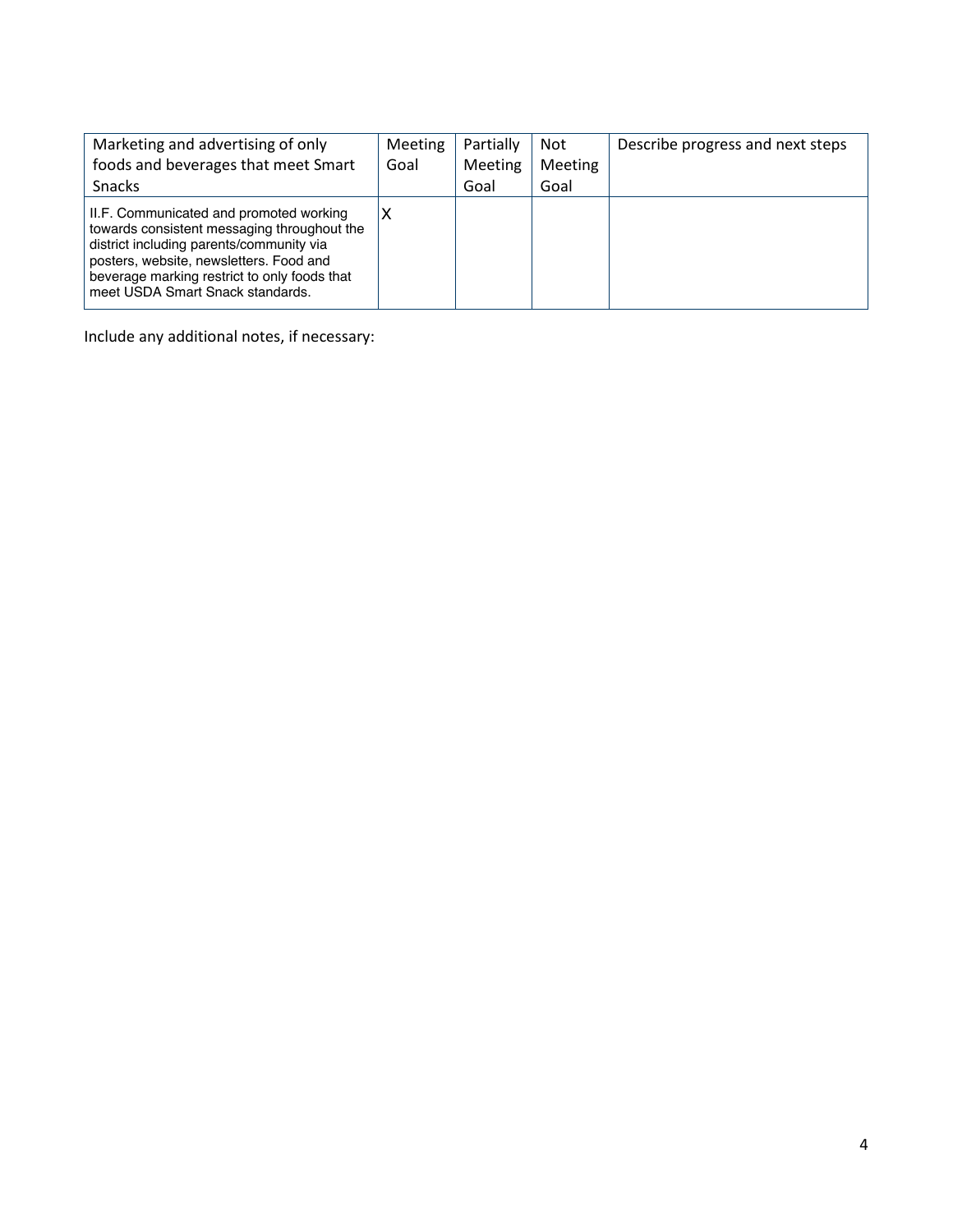| Marketing and advertising of only foods and beverages that meet Smart Snacks | Meeting Goal | Partially Meeting Goal | Not Meeting Goal | Describe progress and next steps |
|---|---|---|---|---|
| II.F. Communicated and promoted working towards consistent messaging throughout the district including parents/community via posters, website, newsletters. Food and beverage marking restrict to only foods that meet USDA Smart Snack standards. | X | | | |

Include any additional notes, if necessary: